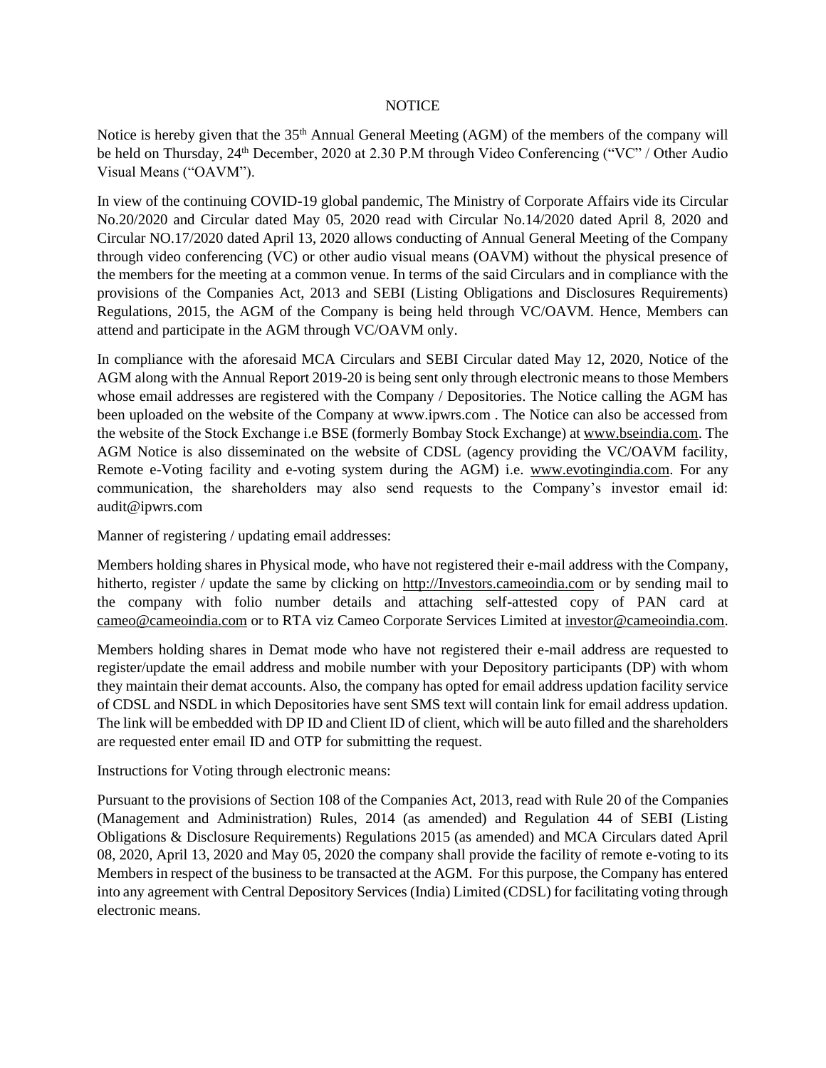# NOTICE

Notice is hereby given that the 35th Annual General Meeting (AGM) of the members of the company will be held on Thursday, 24th December, 2020 at 2.30 P.M through Video Conferencing ("VC" / Other Audio Visual Means ("OAVM").

In view of the continuing COVID-19 global pandemic, The Ministry of Corporate Affairs vide its Circular No.20/2020 and Circular dated May 05, 2020 read with Circular No.14/2020 dated April 8, 2020 and Circular NO.17/2020 dated April 13, 2020 allows conducting of Annual General Meeting of the Company through video conferencing (VC) or other audio visual means (OAVM) without the physical presence of the members for the meeting at a common venue. In terms of the said Circulars and in compliance with the provisions of the Companies Act, 2013 and SEBI (Listing Obligations and Disclosures Requirements) Regulations, 2015, the AGM of the Company is being held through VC/OAVM. Hence, Members can attend and participate in the AGM through VC/OAVM only.

In compliance with the aforesaid MCA Circulars and SEBI Circular dated May 12, 2020, Notice of the AGM along with the Annual Report 2019-20 is being sent only through electronic means to those Members whose email addresses are registered with the Company / Depositories. The Notice calling the AGM has been uploaded on the website of the Company at www.ipwrs.com . The Notice can also be accessed from the website of the Stock Exchange i.e BSE (formerly Bombay Stock Exchange) at www.bseindia.com. The AGM Notice is also disseminated on the website of CDSL (agency providing the VC/OAVM facility, Remote e-Voting facility and e-voting system during the AGM) i.e. www.evotingindia.com. For any communication, the shareholders may also send requests to the Company's investor email id: audit@ipwrs.com

Manner of registering / updating email addresses:

Members holding shares in Physical mode, who have not registered their e-mail address with the Company, hitherto, register / update the same by clicking on http://Investors.cameoindia.com or by sending mail to the company with folio number details and attaching self-attested copy of PAN card at cameo@cameoindia.com or to RTA viz Cameo Corporate Services Limited at investor@cameoindia.com.

Members holding shares in Demat mode who have not registered their e-mail address are requested to register/update the email address and mobile number with your Depository participants (DP) with whom they maintain their demat accounts. Also, the company has opted for email address updation facility service of CDSL and NSDL in which Depositories have sent SMS text will contain link for email address updation. The link will be embedded with DP ID and Client ID of client, which will be auto filled and the shareholders are requested enter email ID and OTP for submitting the request.

Instructions for Voting through electronic means:

Pursuant to the provisions of Section 108 of the Companies Act, 2013, read with Rule 20 of the Companies (Management and Administration) Rules, 2014 (as amended) and Regulation 44 of SEBI (Listing Obligations & Disclosure Requirements) Regulations 2015 (as amended) and MCA Circulars dated April 08, 2020, April 13, 2020 and May 05, 2020 the company shall provide the facility of remote e-voting to its Members in respect of the business to be transacted at the AGM. For this purpose, the Company has entered into any agreement with Central Depository Services (India) Limited (CDSL) for facilitating voting through electronic means.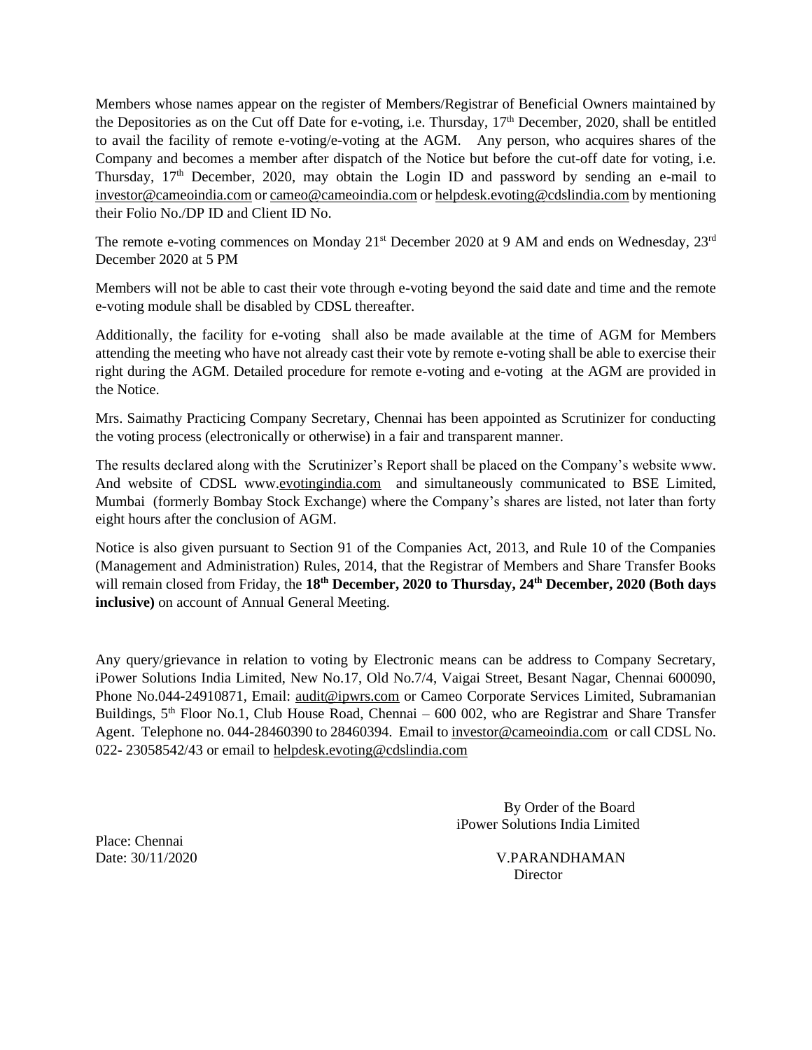Members whose names appear on the register of Members/Registrar of Beneficial Owners maintained by the Depositories as on the Cut off Date for e-voting, i.e. Thursday, 17th December, 2020, shall be entitled to avail the facility of remote e-voting/e-voting at the AGM. Any person, who acquires shares of the Company and becomes a member after dispatch of the Notice but before the cut-off date for voting, i.e. Thursday, 17th December, 2020, may obtain the Login ID and password by sending an e-mail to investor@cameoindia.com or cameo@cameoindia.com or helpdesk.evoting@cdslindia.com by mentioning their Folio No./DP ID and Client ID No.

The remote e-voting commences on Monday 21st December 2020 at 9 AM and ends on Wednesday, 23rd December 2020 at 5 PM

Members will not be able to cast their vote through e-voting beyond the said date and time and the remote e-voting module shall be disabled by CDSL thereafter.

Additionally, the facility for e-voting shall also be made available at the time of AGM for Members attending the meeting who have not already cast their vote by remote e-voting shall be able to exercise their right during the AGM. Detailed procedure for remote e-voting and e-voting at the AGM are provided in the Notice.

Mrs. Saimathy Practicing Company Secretary, Chennai has been appointed as Scrutinizer for conducting the voting process (electronically or otherwise) in a fair and transparent manner.

The results declared along with the Scrutinizer's Report shall be placed on the Company's website www. And website of CDSL www.evotingindia.com and simultaneously communicated to BSE Limited, Mumbai (formerly Bombay Stock Exchange) where the Company's shares are listed, not later than forty eight hours after the conclusion of AGM.

Notice is also given pursuant to Section 91 of the Companies Act, 2013, and Rule 10 of the Companies (Management and Administration) Rules, 2014, that the Registrar of Members and Share Transfer Books will remain closed from Friday, the **18th December, 2020 to Thursday, 24th December, 2020 (Both days inclusive)** on account of Annual General Meeting.

Any query/grievance in relation to voting by Electronic means can be address to Company Secretary, iPower Solutions India Limited, New No.17, Old No.7/4, Vaigai Street, Besant Nagar, Chennai 600090, Phone No.044-24910871, Email: audit@ipwrs.com or Cameo Corporate Services Limited, Subramanian Buildings, 5th Floor No.1, Club House Road, Chennai – 600 002, who are Registrar and Share Transfer Agent. Telephone no. 044-28460390 to 28460394. Email to investor@cameoindia.com or call CDSL No. 022- 23058542/43 or email to helpdesk.evoting@cdslindia.com

By Order of the Board
iPower Solutions India Limited

Place: Chennai
Date: 30/11/2020

V.PARANDHAMAN
Director